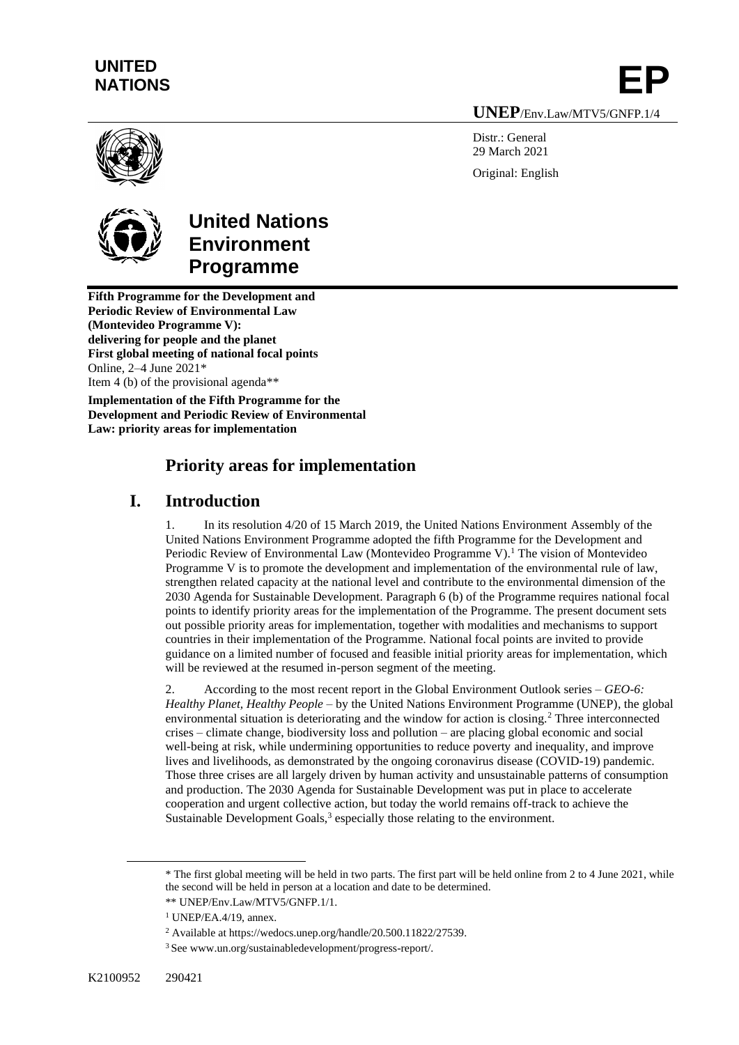**UNITED NATIONS**

**EP**

**UNEP**/Env.Law/MTV5/GNFP.1/4

Distr.: General
29 March 2021

Original: English

# United Nations Environment Programme

**Fifth Programme for the Development and Periodic Review of Environmental Law (Montevideo Programme V): delivering for people and the planet**
**First global meeting of national focal points**
Online, 2–4 June 2021*
Item 4 (b) of the provisional agenda**

**Implementation of the Fifth Programme for the Development and Periodic Review of Environmental Law: priority areas for implementation**

## Priority areas for implementation

## I. Introduction

1. In its resolution 4/20 of 15 March 2019, the United Nations Environment Assembly of the United Nations Environment Programme adopted the fifth Programme for the Development and Periodic Review of Environmental Law (Montevideo Programme V).[1] The vision of Montevideo Programme V is to promote the development and implementation of the environmental rule of law, strengthen related capacity at the national level and contribute to the environmental dimension of the 2030 Agenda for Sustainable Development. Paragraph 6 (b) of the Programme requires national focal points to identify priority areas for the implementation of the Programme. The present document sets out possible priority areas for implementation, together with modalities and mechanisms to support countries in their implementation of the Programme. National focal points are invited to provide guidance on a limited number of focused and feasible initial priority areas for implementation, which will be reviewed at the resumed in-person segment of the meeting.

2. According to the most recent report in the Global Environment Outlook series – *GEO-6: Healthy Planet, Healthy People* – by the United Nations Environment Programme (UNEP), the global environmental situation is deteriorating and the window for action is closing.[2] Three interconnected crises – climate change, biodiversity loss and pollution – are placing global economic and social well-being at risk, while undermining opportunities to reduce poverty and inequality, and improve lives and livelihoods, as demonstrated by the ongoing coronavirus disease (COVID-19) pandemic. Those three crises are all largely driven by human activity and unsustainable patterns of consumption and production. The 2030 Agenda for Sustainable Development was put in place to accelerate cooperation and urgent collective action, but today the world remains off-track to achieve the Sustainable Development Goals,[3] especially those relating to the environment.

---

* The first global meeting will be held in two parts. The first part will be held online from 2 to 4 June 2021, while the second will be held in person at a location and date to be determined.

** UNEP/Env.Law/MTV5/GNFP.1/1.

[1] UNEP/EA.4/19, annex.

[2] Available at https://wedocs.unep.org/handle/20.500.11822/27539.

[3] See www.un.org/sustainabledevelopment/progress-report/.

K2100952 290421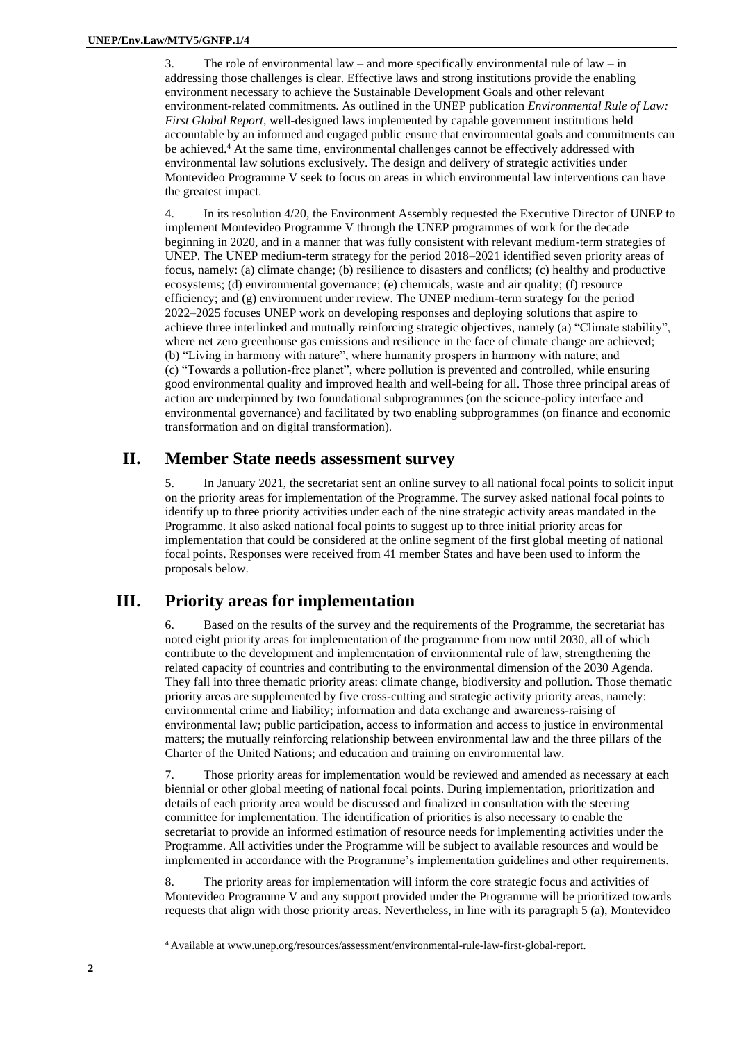3. The role of environmental law – and more specifically environmental rule of law – in addressing those challenges is clear. Effective laws and strong institutions provide the enabling environment necessary to achieve the Sustainable Development Goals and other relevant environment-related commitments. As outlined in the UNEP publication *Environmental Rule of Law: First Global Report*, well-designed laws implemented by capable government institutions held accountable by an informed and engaged public ensure that environmental goals and commitments can be achieved.[4] At the same time, environmental challenges cannot be effectively addressed with environmental law solutions exclusively. The design and delivery of strategic activities under Montevideo Programme V seek to focus on areas in which environmental law interventions can have the greatest impact.

4. In its resolution 4/20, the Environment Assembly requested the Executive Director of UNEP to implement Montevideo Programme V through the UNEP programmes of work for the decade beginning in 2020, and in a manner that was fully consistent with relevant medium-term strategies of UNEP. The UNEP medium-term strategy for the period 2018–2021 identified seven priority areas of focus, namely: (a) climate change; (b) resilience to disasters and conflicts; (c) healthy and productive ecosystems; (d) environmental governance; (e) chemicals, waste and air quality; (f) resource efficiency; and (g) environment under review. The UNEP medium-term strategy for the period 2022–2025 focuses UNEP work on developing responses and deploying solutions that aspire to achieve three interlinked and mutually reinforcing strategic objectives, namely (a) "Climate stability", where net zero greenhouse gas emissions and resilience in the face of climate change are achieved; (b) "Living in harmony with nature", where humanity prospers in harmony with nature; and (c) "Towards a pollution-free planet", where pollution is prevented and controlled, while ensuring good environmental quality and improved health and well-being for all. Those three principal areas of action are underpinned by two foundational subprogrammes (on the science-policy interface and environmental governance) and facilitated by two enabling subprogrammes (on finance and economic transformation and on digital transformation).

# II. Member State needs assessment survey

5. In January 2021, the secretariat sent an online survey to all national focal points to solicit input on the priority areas for implementation of the Programme. The survey asked national focal points to identify up to three priority activities under each of the nine strategic activity areas mandated in the Programme. It also asked national focal points to suggest up to three initial priority areas for implementation that could be considered at the online segment of the first global meeting of national focal points. Responses were received from 41 member States and have been used to inform the proposals below.

# III. Priority areas for implementation

6. Based on the results of the survey and the requirements of the Programme, the secretariat has noted eight priority areas for implementation of the programme from now until 2030, all of which contribute to the development and implementation of environmental rule of law, strengthening the related capacity of countries and contributing to the environmental dimension of the 2030 Agenda. They fall into three thematic priority areas: climate change, biodiversity and pollution. Those thematic priority areas are supplemented by five cross-cutting and strategic activity priority areas, namely: environmental crime and liability; information and data exchange and awareness-raising of environmental law; public participation, access to information and access to justice in environmental matters; the mutually reinforcing relationship between environmental law and the three pillars of the Charter of the United Nations; and education and training on environmental law.

7. Those priority areas for implementation would be reviewed and amended as necessary at each biennial or other global meeting of national focal points. During implementation, prioritization and details of each priority area would be discussed and finalized in consultation with the steering committee for implementation. The identification of priorities is also necessary to enable the secretariat to provide an informed estimation of resource needs for implementing activities under the Programme. All activities under the Programme will be subject to available resources and would be implemented in accordance with the Programme's implementation guidelines and other requirements.

8. The priority areas for implementation will inform the core strategic focus and activities of Montevideo Programme V and any support provided under the Programme will be prioritized towards requests that align with those priority areas. Nevertheless, in line with its paragraph 5 (a), Montevideo

[4] Available at www.unep.org/resources/assessment/environmental-rule-law-first-global-report.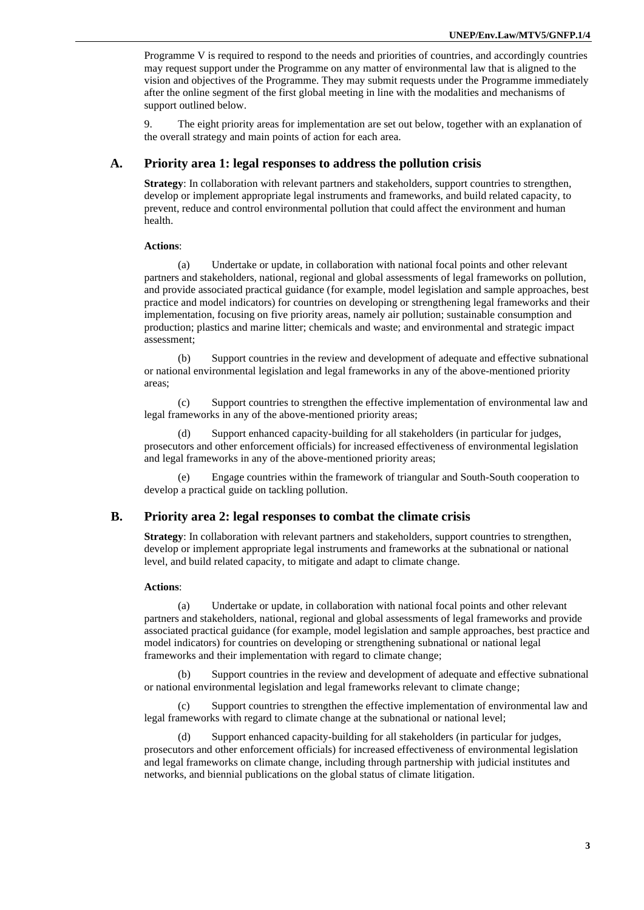Programme V is required to respond to the needs and priorities of countries, and accordingly countries may request support under the Programme on any matter of environmental law that is aligned to the vision and objectives of the Programme. They may submit requests under the Programme immediately after the online segment of the first global meeting in line with the modalities and mechanisms of support outlined below.

9. The eight priority areas for implementation are set out below, together with an explanation of the overall strategy and main points of action for each area.

## A. Priority area 1: legal responses to address the pollution crisis

**Strategy**: In collaboration with relevant partners and stakeholders, support countries to strengthen, develop or implement appropriate legal instruments and frameworks, and build related capacity, to prevent, reduce and control environmental pollution that could affect the environment and human health.

**Actions**:

(a) Undertake or update, in collaboration with national focal points and other relevant partners and stakeholders, national, regional and global assessments of legal frameworks on pollution, and provide associated practical guidance (for example, model legislation and sample approaches, best practice and model indicators) for countries on developing or strengthening legal frameworks and their implementation, focusing on five priority areas, namely air pollution; sustainable consumption and production; plastics and marine litter; chemicals and waste; and environmental and strategic impact assessment;

(b) Support countries in the review and development of adequate and effective subnational or national environmental legislation and legal frameworks in any of the above-mentioned priority areas;

(c) Support countries to strengthen the effective implementation of environmental law and legal frameworks in any of the above-mentioned priority areas;

(d) Support enhanced capacity-building for all stakeholders (in particular for judges, prosecutors and other enforcement officials) for increased effectiveness of environmental legislation and legal frameworks in any of the above-mentioned priority areas;

(e) Engage countries within the framework of triangular and South-South cooperation to develop a practical guide on tackling pollution.

## B. Priority area 2: legal responses to combat the climate crisis

**Strategy**: In collaboration with relevant partners and stakeholders, support countries to strengthen, develop or implement appropriate legal instruments and frameworks at the subnational or national level, and build related capacity, to mitigate and adapt to climate change.

**Actions**:

(a) Undertake or update, in collaboration with national focal points and other relevant partners and stakeholders, national, regional and global assessments of legal frameworks and provide associated practical guidance (for example, model legislation and sample approaches, best practice and model indicators) for countries on developing or strengthening subnational or national legal frameworks and their implementation with regard to climate change;

(b) Support countries in the review and development of adequate and effective subnational or national environmental legislation and legal frameworks relevant to climate change;

(c) Support countries to strengthen the effective implementation of environmental law and legal frameworks with regard to climate change at the subnational or national level;

(d) Support enhanced capacity-building for all stakeholders (in particular for judges, prosecutors and other enforcement officials) for increased effectiveness of environmental legislation and legal frameworks on climate change, including through partnership with judicial institutes and networks, and biennial publications on the global status of climate litigation.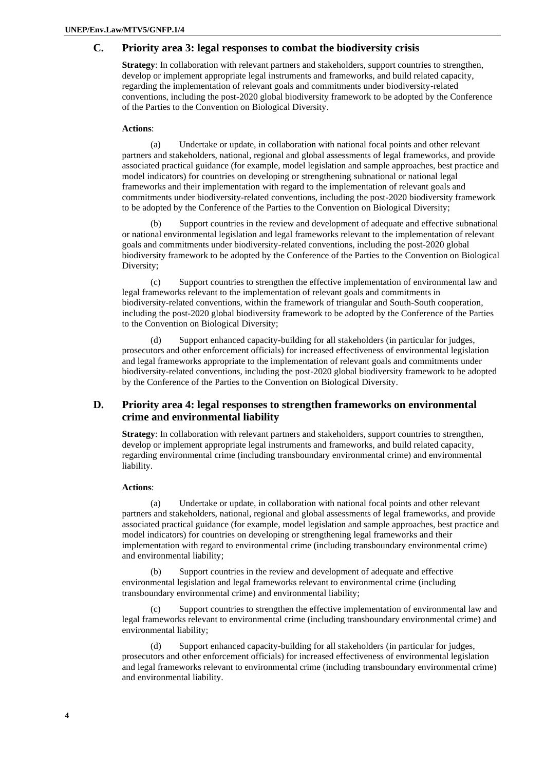## C. Priority area 3: legal responses to combat the biodiversity crisis

**Strategy**: In collaboration with relevant partners and stakeholders, support countries to strengthen, develop or implement appropriate legal instruments and frameworks, and build related capacity, regarding the implementation of relevant goals and commitments under biodiversity-related conventions, including the post-2020 global biodiversity framework to be adopted by the Conference of the Parties to the Convention on Biological Diversity.

**Actions**:

(a) Undertake or update, in collaboration with national focal points and other relevant partners and stakeholders, national, regional and global assessments of legal frameworks, and provide associated practical guidance (for example, model legislation and sample approaches, best practice and model indicators) for countries on developing or strengthening subnational or national legal frameworks and their implementation with regard to the implementation of relevant goals and commitments under biodiversity-related conventions, including the post-2020 biodiversity framework to be adopted by the Conference of the Parties to the Convention on Biological Diversity;

(b) Support countries in the review and development of adequate and effective subnational or national environmental legislation and legal frameworks relevant to the implementation of relevant goals and commitments under biodiversity-related conventions, including the post-2020 global biodiversity framework to be adopted by the Conference of the Parties to the Convention on Biological Diversity;

(c) Support countries to strengthen the effective implementation of environmental law and legal frameworks relevant to the implementation of relevant goals and commitments in biodiversity-related conventions, within the framework of triangular and South-South cooperation, including the post-2020 global biodiversity framework to be adopted by the Conference of the Parties to the Convention on Biological Diversity;

(d) Support enhanced capacity-building for all stakeholders (in particular for judges, prosecutors and other enforcement officials) for increased effectiveness of environmental legislation and legal frameworks appropriate to the implementation of relevant goals and commitments under biodiversity-related conventions, including the post-2020 global biodiversity framework to be adopted by the Conference of the Parties to the Convention on Biological Diversity.

## D. Priority area 4: legal responses to strengthen frameworks on environmental crime and environmental liability

**Strategy**: In collaboration with relevant partners and stakeholders, support countries to strengthen, develop or implement appropriate legal instruments and frameworks, and build related capacity, regarding environmental crime (including transboundary environmental crime) and environmental liability.

**Actions**:

(a) Undertake or update, in collaboration with national focal points and other relevant partners and stakeholders, national, regional and global assessments of legal frameworks, and provide associated practical guidance (for example, model legislation and sample approaches, best practice and model indicators) for countries on developing or strengthening legal frameworks and their implementation with regard to environmental crime (including transboundary environmental crime) and environmental liability;

(b) Support countries in the review and development of adequate and effective environmental legislation and legal frameworks relevant to environmental crime (including transboundary environmental crime) and environmental liability;

(c) Support countries to strengthen the effective implementation of environmental law and legal frameworks relevant to environmental crime (including transboundary environmental crime) and environmental liability;

(d) Support enhanced capacity-building for all stakeholders (in particular for judges, prosecutors and other enforcement officials) for increased effectiveness of environmental legislation and legal frameworks relevant to environmental crime (including transboundary environmental crime) and environmental liability.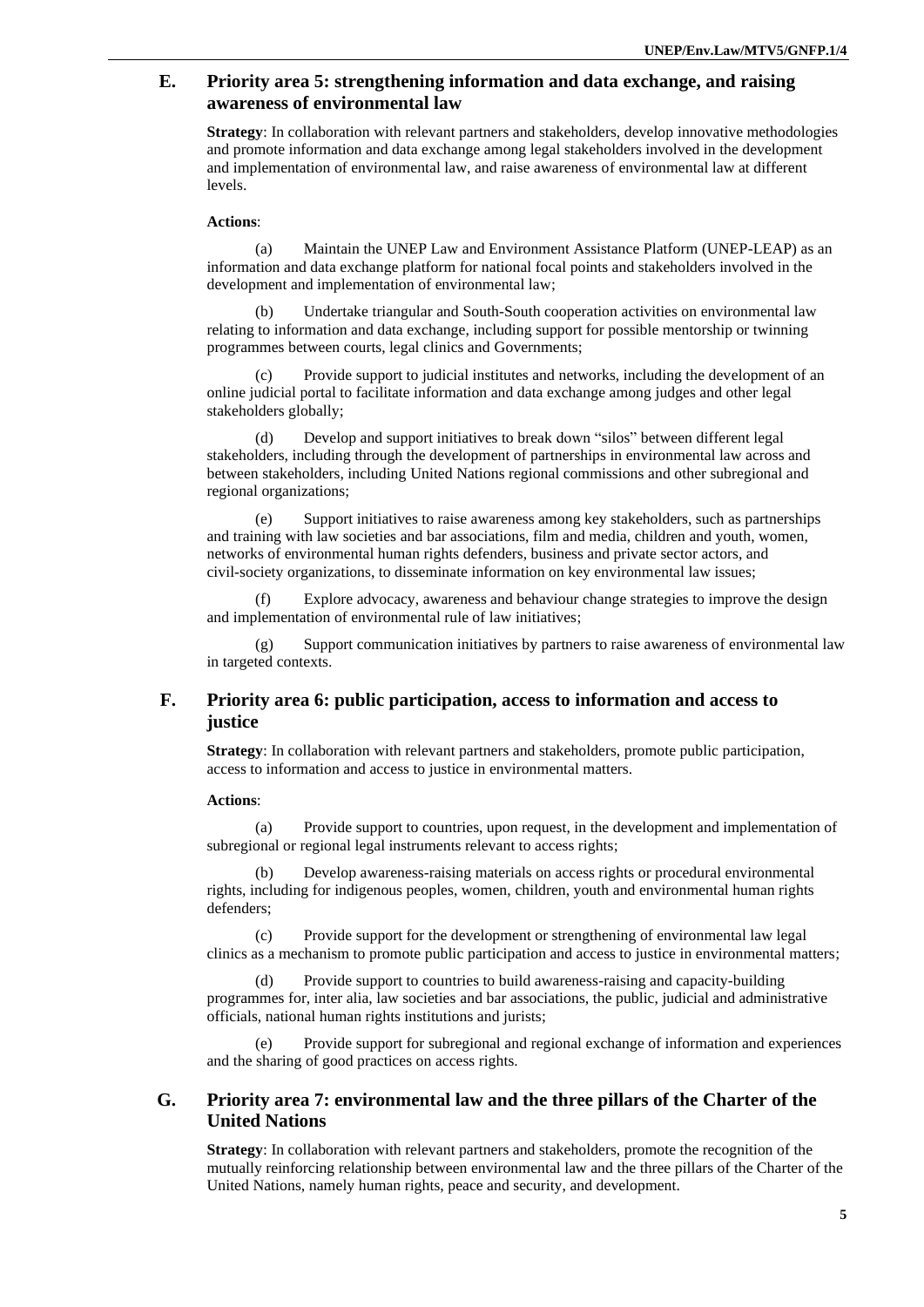## E. Priority area 5: strengthening information and data exchange, and raising awareness of environmental law

**Strategy**: In collaboration with relevant partners and stakeholders, develop innovative methodologies and promote information and data exchange among legal stakeholders involved in the development and implementation of environmental law, and raise awareness of environmental law at different levels.

**Actions**:

(a) Maintain the UNEP Law and Environment Assistance Platform (UNEP-LEAP) as an information and data exchange platform for national focal points and stakeholders involved in the development and implementation of environmental law;

(b) Undertake triangular and South-South cooperation activities on environmental law relating to information and data exchange, including support for possible mentorship or twinning programmes between courts, legal clinics and Governments;

(c) Provide support to judicial institutes and networks, including the development of an online judicial portal to facilitate information and data exchange among judges and other legal stakeholders globally;

(d) Develop and support initiatives to break down "silos" between different legal stakeholders, including through the development of partnerships in environmental law across and between stakeholders, including United Nations regional commissions and other subregional and regional organizations;

(e) Support initiatives to raise awareness among key stakeholders, such as partnerships and training with law societies and bar associations, film and media, children and youth, women, networks of environmental human rights defenders, business and private sector actors, and civil-society organizations, to disseminate information on key environmental law issues;

(f) Explore advocacy, awareness and behaviour change strategies to improve the design and implementation of environmental rule of law initiatives;

(g) Support communication initiatives by partners to raise awareness of environmental law in targeted contexts.

## F. Priority area 6: public participation, access to information and access to justice

**Strategy**: In collaboration with relevant partners and stakeholders, promote public participation, access to information and access to justice in environmental matters.

**Actions**:

(a) Provide support to countries, upon request, in the development and implementation of subregional or regional legal instruments relevant to access rights;

(b) Develop awareness-raising materials on access rights or procedural environmental rights, including for indigenous peoples, women, children, youth and environmental human rights defenders;

(c) Provide support for the development or strengthening of environmental law legal clinics as a mechanism to promote public participation and access to justice in environmental matters;

(d) Provide support to countries to build awareness-raising and capacity-building programmes for, inter alia, law societies and bar associations, the public, judicial and administrative officials, national human rights institutions and jurists;

(e) Provide support for subregional and regional exchange of information and experiences and the sharing of good practices on access rights.

## G. Priority area 7: environmental law and the three pillars of the Charter of the United Nations

**Strategy**: In collaboration with relevant partners and stakeholders, promote the recognition of the mutually reinforcing relationship between environmental law and the three pillars of the Charter of the United Nations, namely human rights, peace and security, and development.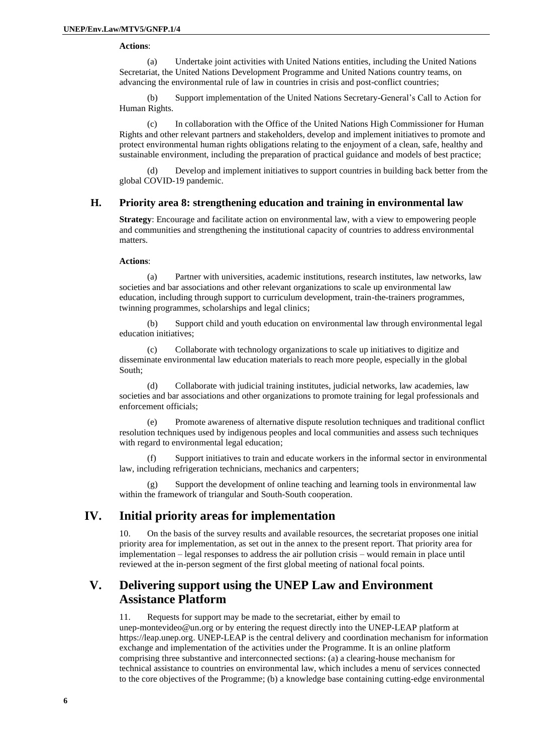**Actions**:

(a) Undertake joint activities with United Nations entities, including the United Nations Secretariat, the United Nations Development Programme and United Nations country teams, on advancing the environmental rule of law in countries in crisis and post-conflict countries;

(b) Support implementation of the United Nations Secretary-General's Call to Action for Human Rights.

(c) In collaboration with the Office of the United Nations High Commissioner for Human Rights and other relevant partners and stakeholders, develop and implement initiatives to promote and protect environmental human rights obligations relating to the enjoyment of a clean, safe, healthy and sustainable environment, including the preparation of practical guidance and models of best practice;

(d) Develop and implement initiatives to support countries in building back better from the global COVID-19 pandemic.

### H. Priority area 8: strengthening education and training in environmental law

**Strategy**: Encourage and facilitate action on environmental law, with a view to empowering people and communities and strengthening the institutional capacity of countries to address environmental matters.

**Actions**:

(a) Partner with universities, academic institutions, research institutes, law networks, law societies and bar associations and other relevant organizations to scale up environmental law education, including through support to curriculum development, train-the-trainers programmes, twinning programmes, scholarships and legal clinics;

(b) Support child and youth education on environmental law through environmental legal education initiatives;

(c) Collaborate with technology organizations to scale up initiatives to digitize and disseminate environmental law education materials to reach more people, especially in the global South;

(d) Collaborate with judicial training institutes, judicial networks, law academies, law societies and bar associations and other organizations to promote training for legal professionals and enforcement officials;

(e) Promote awareness of alternative dispute resolution techniques and traditional conflict resolution techniques used by indigenous peoples and local communities and assess such techniques with regard to environmental legal education;

(f) Support initiatives to train and educate workers in the informal sector in environmental law, including refrigeration technicians, mechanics and carpenters;

(g) Support the development of online teaching and learning tools in environmental law within the framework of triangular and South-South cooperation.

## IV. Initial priority areas for implementation

10. On the basis of the survey results and available resources, the secretariat proposes one initial priority area for implementation, as set out in the annex to the present report. That priority area for implementation – legal responses to address the air pollution crisis – would remain in place until reviewed at the in-person segment of the first global meeting of national focal points.

## V. Delivering support using the UNEP Law and Environment Assistance Platform

11. Requests for support may be made to the secretariat, either by email to unep-montevideo@un.org or by entering the request directly into the UNEP-LEAP platform at https://leap.unep.org. UNEP-LEAP is the central delivery and coordination mechanism for information exchange and implementation of the activities under the Programme. It is an online platform comprising three substantive and interconnected sections: (a) a clearing-house mechanism for technical assistance to countries on environmental law, which includes a menu of services connected to the core objectives of the Programme; (b) a knowledge base containing cutting-edge environmental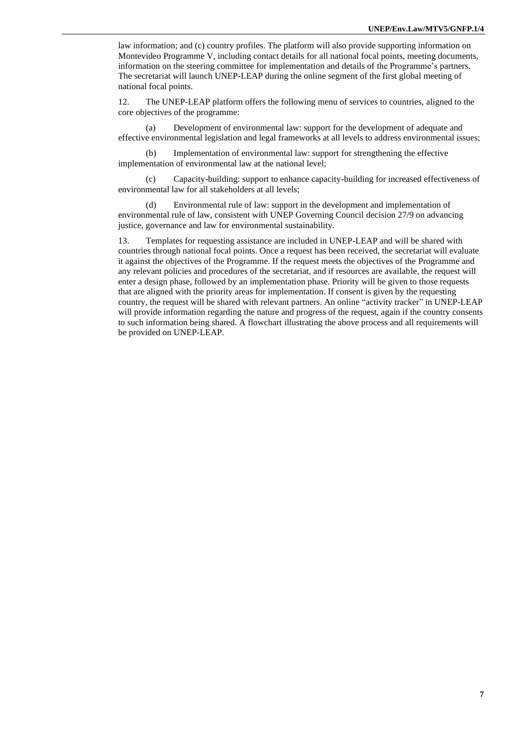law information; and (c) country profiles. The platform will also provide supporting information on Montevideo Programme V, including contact details for all national focal points, meeting documents, information on the steering committee for implementation and details of the Programme's partners. The secretariat will launch UNEP-LEAP during the online segment of the first global meeting of national focal points.

12. The UNEP-LEAP platform offers the following menu of services to countries, aligned to the core objectives of the programme:

(a) Development of environmental law: support for the development of adequate and effective environmental legislation and legal frameworks at all levels to address environmental issues;

(b) Implementation of environmental law: support for strengthening the effective implementation of environmental law at the national level;

(c) Capacity-building: support to enhance capacity-building for increased effectiveness of environmental law for all stakeholders at all levels;

(d) Environmental rule of law: support in the development and implementation of environmental rule of law, consistent with UNEP Governing Council decision 27/9 on advancing justice, governance and law for environmental sustainability.

13. Templates for requesting assistance are included in UNEP-LEAP and will be shared with countries through national focal points. Once a request has been received, the secretariat will evaluate it against the objectives of the Programme. If the request meets the objectives of the Programme and any relevant policies and procedures of the secretariat, and if resources are available, the request will enter a design phase, followed by an implementation phase. Priority will be given to those requests that are aligned with the priority areas for implementation. If consent is given by the requesting country, the request will be shared with relevant partners. An online "activity tracker" in UNEP-LEAP will provide information regarding the nature and progress of the request, again if the country consents to such information being shared. A flowchart illustrating the above process and all requirements will be provided on UNEP-LEAP.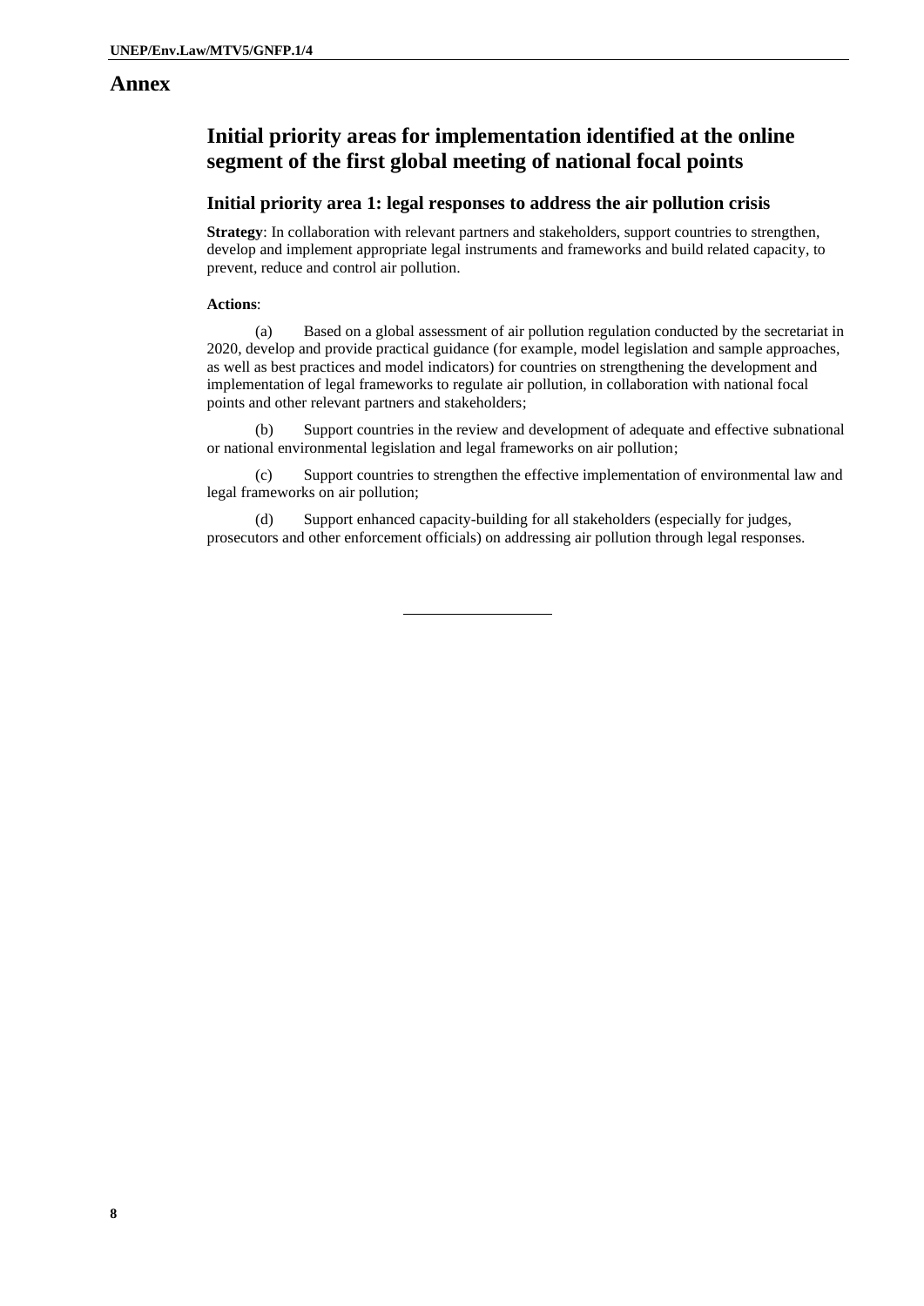# Annex

## Initial priority areas for implementation identified at the online segment of the first global meeting of national focal points

### Initial priority area 1: legal responses to address the air pollution crisis

**Strategy**: In collaboration with relevant partners and stakeholders, support countries to strengthen, develop and implement appropriate legal instruments and frameworks and build related capacity, to prevent, reduce and control air pollution.

**Actions**:

(a) Based on a global assessment of air pollution regulation conducted by the secretariat in 2020, develop and provide practical guidance (for example, model legislation and sample approaches, as well as best practices and model indicators) for countries on strengthening the development and implementation of legal frameworks to regulate air pollution, in collaboration with national focal points and other relevant partners and stakeholders;

(b) Support countries in the review and development of adequate and effective subnational or national environmental legislation and legal frameworks on air pollution;

(c) Support countries to strengthen the effective implementation of environmental law and legal frameworks on air pollution;

(d) Support enhanced capacity-building for all stakeholders (especially for judges, prosecutors and other enforcement officials) on addressing air pollution through legal responses.